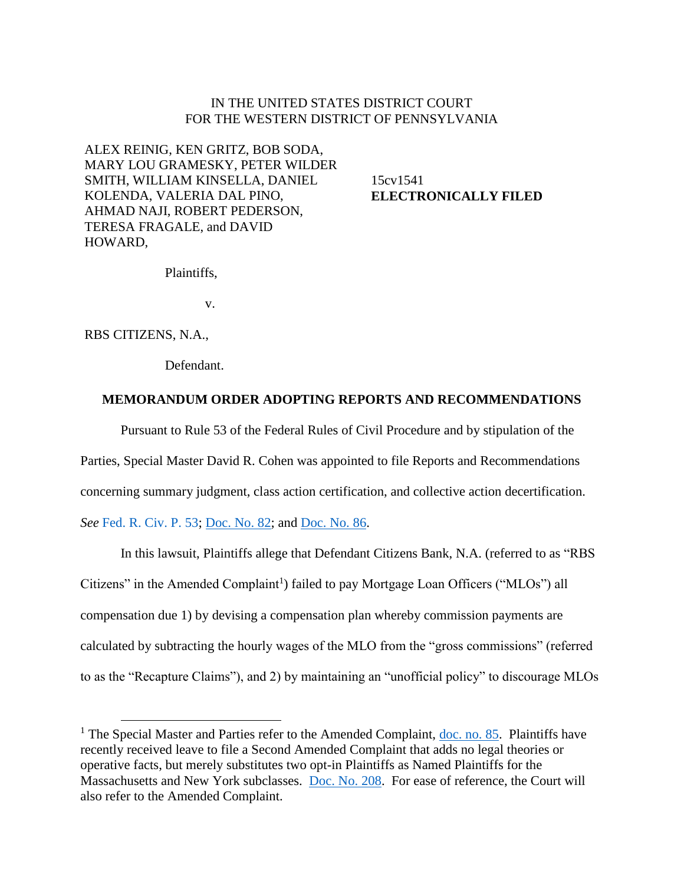IN THE UNITED STATES DISTRICT COURT
FOR THE WESTERN DISTRICT OF PENNSYLVANIA

ALEX REINIG, KEN GRITZ, BOB SODA, MARY LOU GRAMESKY, PETER WILDER SMITH, WILLIAM KINSELLA, DANIEL KOLENDA, VALERIA DAL PINO, AHMAD NAJI, ROBERT PEDERSON, TERESA FRAGALE, and DAVID HOWARD,

Plaintiffs,

v.

RBS CITIZENS, N.A.,

Defendant.

15cv1541
**ELECTRONICALLY FILED**

**MEMORANDUM ORDER ADOPTING REPORTS AND RECOMMENDATIONS**

Pursuant to Rule 53 of the Federal Rules of Civil Procedure and by stipulation of the Parties, Special Master David R. Cohen was appointed to file Reports and Recommendations concerning summary judgment, class action certification, and collective action decertification. *See* Fed. R. Civ. P. 53; Doc. No. 82; and Doc. No. 86.

In this lawsuit, Plaintiffs allege that Defendant Citizens Bank, N.A. (referred to as "RBS Citizens" in the Amended Complaint[1]) failed to pay Mortgage Loan Officers ("MLOs") all compensation due 1) by devising a compensation plan whereby commission payments are calculated by subtracting the hourly wages of the MLO from the "gross commissions" (referred to as the "Recapture Claims"), and 2) by maintaining an "unofficial policy" to discourage MLOs

[1] The Special Master and Parties refer to the Amended Complaint, doc. no. 85. Plaintiffs have recently received leave to file a Second Amended Complaint that adds no legal theories or operative facts, but merely substitutes two opt-in Plaintiffs as Named Plaintiffs for the Massachusetts and New York subclasses. Doc. No. 208. For ease of reference, the Court will also refer to the Amended Complaint.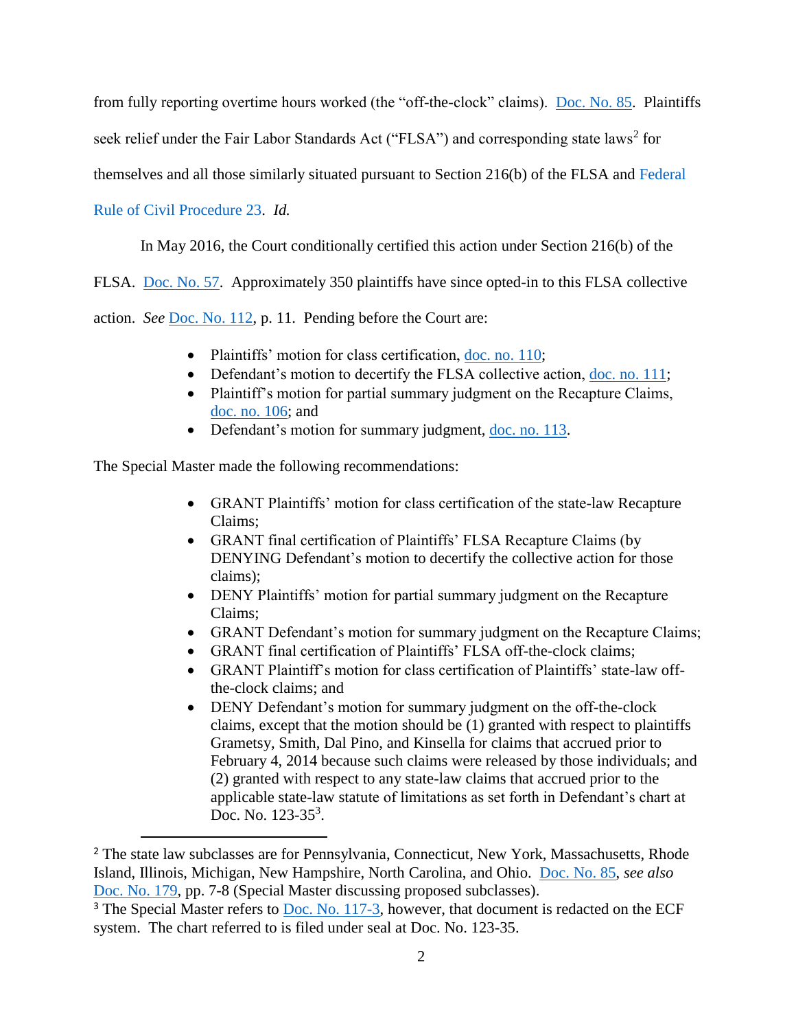from fully reporting overtime hours worked (the "off-the-clock" claims). Doc. No. 85. Plaintiffs seek relief under the Fair Labor Standards Act ("FLSA") and corresponding state laws[2] for themselves and all those similarly situated pursuant to Section 216(b) of the FLSA and Federal Rule of Civil Procedure 23. *Id.*

In May 2016, the Court conditionally certified this action under Section 216(b) of the FLSA. Doc. No. 57. Approximately 350 plaintiffs have since opted-in to this FLSA collective action. *See* Doc. No. 112, p. 11. Pending before the Court are:

- Plaintiffs' motion for class certification, doc. no. 110;
- Defendant's motion to decertify the FLSA collective action, doc. no. 111;
- Plaintiff's motion for partial summary judgment on the Recapture Claims, doc. no. 106; and
- Defendant's motion for summary judgment, doc. no. 113.

The Special Master made the following recommendations:

- GRANT Plaintiffs' motion for class certification of the state-law Recapture Claims;
- GRANT final certification of Plaintiffs' FLSA Recapture Claims (by DENYING Defendant's motion to decertify the collective action for those claims);
- DENY Plaintiffs' motion for partial summary judgment on the Recapture Claims;
- GRANT Defendant's motion for summary judgment on the Recapture Claims;
- GRANT final certification of Plaintiffs' FLSA off-the-clock claims;
- GRANT Plaintiff's motion for class certification of Plaintiffs' state-law off-the-clock claims; and
- DENY Defendant's motion for summary judgment on the off-the-clock claims, except that the motion should be (1) granted with respect to plaintiffs Grametsy, Smith, Dal Pino, and Kinsella for claims that accrued prior to February 4, 2014 because such claims were released by those individuals; and (2) granted with respect to any state-law claims that accrued prior to the applicable state-law statute of limitations as set forth in Defendant's chart at Doc. No. 123-35[3].

---

[2] The state law subclasses are for Pennsylvania, Connecticut, New York, Massachusetts, Rhode Island, Illinois, Michigan, New Hampshire, North Carolina, and Ohio. Doc. No. 85, *see also* Doc. No. 179, pp. 7-8 (Special Master discussing proposed subclasses).

[3] The Special Master refers to Doc. No. 117-3, however, that document is redacted on the ECF system. The chart referred to is filed under seal at Doc. No. 123-35.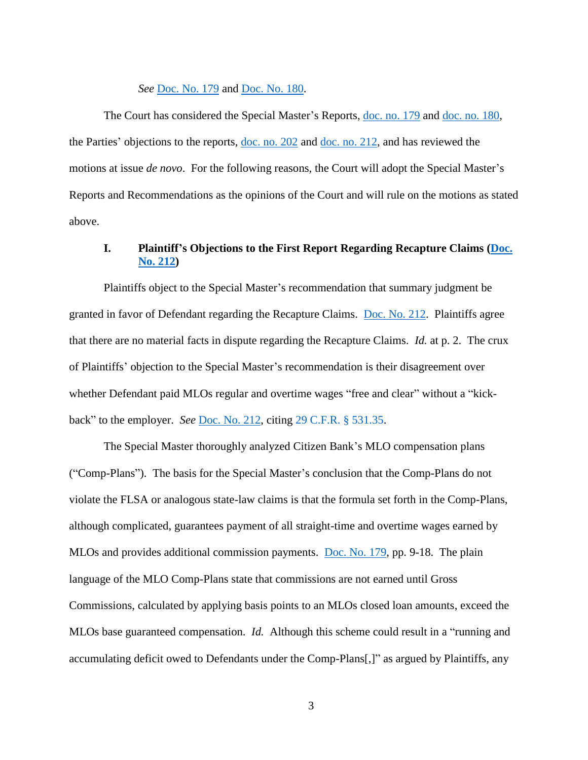*See* Doc. No. 179 and Doc. No. 180.

The Court has considered the Special Master's Reports, doc. no. 179 and doc. no. 180, the Parties' objections to the reports, doc. no. 202 and doc. no. 212, and has reviewed the motions at issue *de novo*. For the following reasons, the Court will adopt the Special Master's Reports and Recommendations as the opinions of the Court and will rule on the motions as stated above.

## I. Plaintiff's Objections to the First Report Regarding Recapture Claims (Doc. No. 212)

Plaintiffs object to the Special Master's recommendation that summary judgment be granted in favor of Defendant regarding the Recapture Claims. Doc. No. 212. Plaintiffs agree that there are no material facts in dispute regarding the Recapture Claims. *Id.* at p. 2. The crux of Plaintiffs' objection to the Special Master's recommendation is their disagreement over whether Defendant paid MLOs regular and overtime wages "free and clear" without a "kick-back" to the employer. *See* Doc. No. 212, citing 29 C.F.R. § 531.35.

The Special Master thoroughly analyzed Citizen Bank's MLO compensation plans ("Comp-Plans"). The basis for the Special Master's conclusion that the Comp-Plans do not violate the FLSA or analogous state-law claims is that the formula set forth in the Comp-Plans, although complicated, guarantees payment of all straight-time and overtime wages earned by MLOs and provides additional commission payments. Doc. No. 179, pp. 9-18. The plain language of the MLO Comp-Plans state that commissions are not earned until Gross Commissions, calculated by applying basis points to an MLOs closed loan amounts, exceed the MLOs base guaranteed compensation. *Id.* Although this scheme could result in a "running and accumulating deficit owed to Defendants under the Comp-Plans[,]" as argued by Plaintiffs, any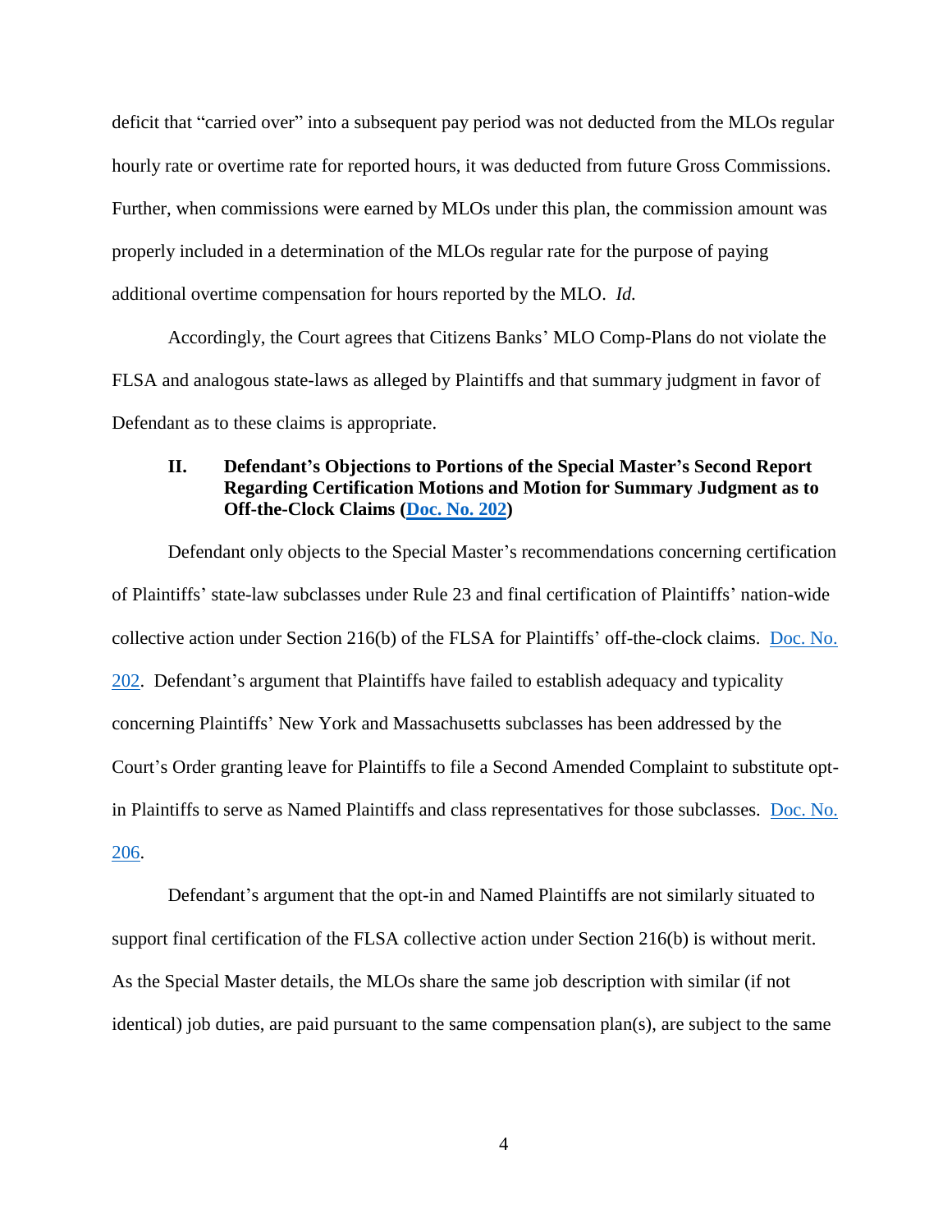deficit that "carried over" into a subsequent pay period was not deducted from the MLOs regular hourly rate or overtime rate for reported hours, it was deducted from future Gross Commissions. Further, when commissions were earned by MLOs under this plan, the commission amount was properly included in a determination of the MLOs regular rate for the purpose of paying additional overtime compensation for hours reported by the MLO. *Id.*

Accordingly, the Court agrees that Citizens Banks' MLO Comp-Plans do not violate the FLSA and analogous state-laws as alleged by Plaintiffs and that summary judgment in favor of Defendant as to these claims is appropriate.

### II. Defendant's Objections to Portions of the Special Master's Second Report Regarding Certification Motions and Motion for Summary Judgment as to Off-the-Clock Claims (Doc. No. 202)

Defendant only objects to the Special Master's recommendations concerning certification of Plaintiffs' state-law subclasses under Rule 23 and final certification of Plaintiffs' nation-wide collective action under Section 216(b) of the FLSA for Plaintiffs' off-the-clock claims. Doc. No. 202. Defendant's argument that Plaintiffs have failed to establish adequacy and typicality concerning Plaintiffs' New York and Massachusetts subclasses has been addressed by the Court's Order granting leave for Plaintiffs to file a Second Amended Complaint to substitute opt-in Plaintiffs to serve as Named Plaintiffs and class representatives for those subclasses. Doc. No. 206.

Defendant's argument that the opt-in and Named Plaintiffs are not similarly situated to support final certification of the FLSA collective action under Section 216(b) is without merit. As the Special Master details, the MLOs share the same job description with similar (if not identical) job duties, are paid pursuant to the same compensation plan(s), are subject to the same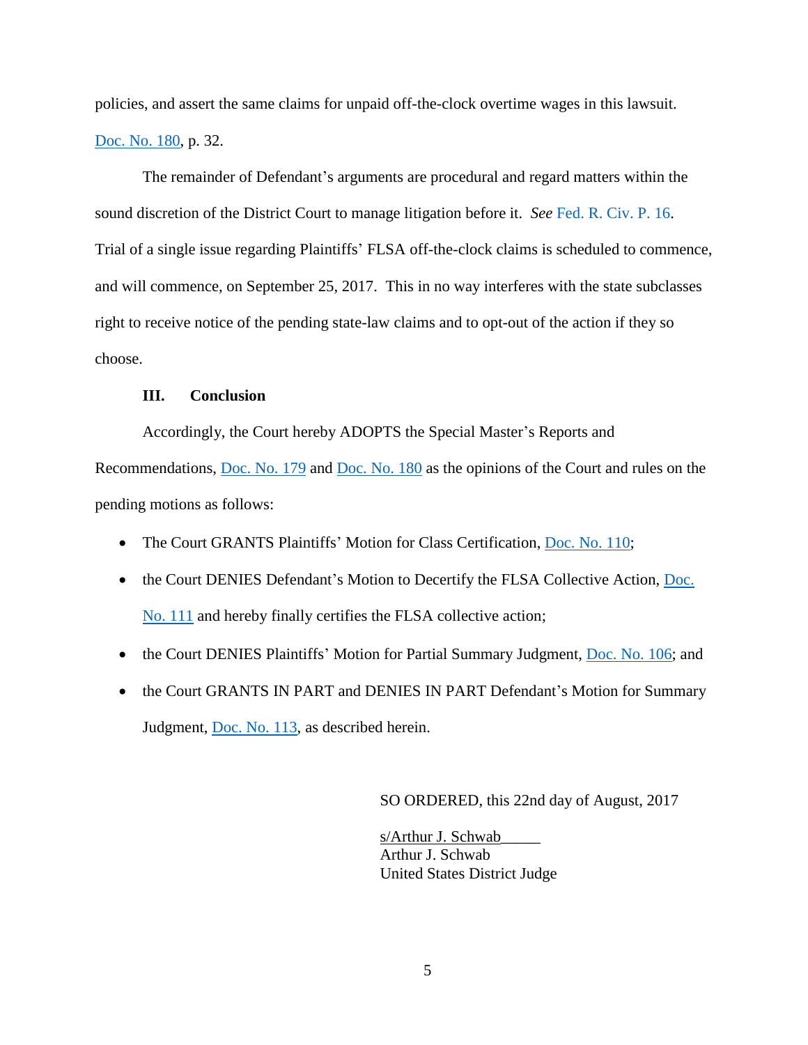policies, and assert the same claims for unpaid off-the-clock overtime wages in this lawsuit. Doc. No. 180, p. 32.

The remainder of Defendant's arguments are procedural and regard matters within the sound discretion of the District Court to manage litigation before it. *See* Fed. R. Civ. P. 16. Trial of a single issue regarding Plaintiffs' FLSA off-the-clock claims is scheduled to commence, and will commence, on September 25, 2017. This in no way interferes with the state subclasses right to receive notice of the pending state-law claims and to opt-out of the action if they so choose.

## III. Conclusion

Accordingly, the Court hereby ADOPTS the Special Master's Reports and Recommendations, Doc. No. 179 and Doc. No. 180 as the opinions of the Court and rules on the pending motions as follows:

- The Court GRANTS Plaintiffs' Motion for Class Certification, Doc. No. 110;
- the Court DENIES Defendant's Motion to Decertify the FLSA Collective Action, Doc. No. 111 and hereby finally certifies the FLSA collective action;
- the Court DENIES Plaintiffs' Motion for Partial Summary Judgment, Doc. No. 106; and
- the Court GRANTS IN PART and DENIES IN PART Defendant's Motion for Summary Judgment, Doc. No. 113, as described herein.

SO ORDERED, this 22nd day of August, 2017

s/Arthur J. Schwab
Arthur J. Schwab
United States District Judge